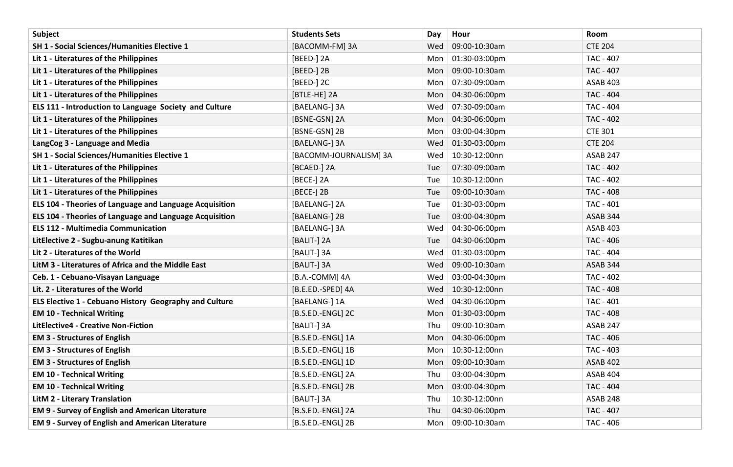| Subject | Students Sets | Day | Hour | Room |
| --- | --- | --- | --- | --- |
| **SH 1 - Social Sciences/Humanities Elective 1** | [BACOMM-FM] 3A | Wed | 09:00-10:30am | CTE 204 |
| **Lit 1 - Literatures of the Philippines** | [BEED-] 2A | Mon | 01:30-03:00pm | TAC - 407 |
| **Lit 1 - Literatures of the Philippines** | [BEED-] 2B | Mon | 09:00-10:30am | TAC - 407 |
| **Lit 1 - Literatures of the Philippines** | [BEED-] 2C | Mon | 07:30-09:00am | ASAB 403 |
| **Lit 1 - Literatures of the Philippines** | [BTLE-HE] 2A | Mon | 04:30-06:00pm | TAC - 404 |
| **ELS 111 - Introduction to Language Society and Culture** | [BAELANG-] 3A | Wed | 07:30-09:00am | TAC - 404 |
| **Lit 1 - Literatures of the Philippines** | [BSNE-GSN] 2A | Mon | 04:30-06:00pm | TAC - 402 |
| **Lit 1 - Literatures of the Philippines** | [BSNE-GSN] 2B | Mon | 03:00-04:30pm | CTE 301 |
| **LangCog 3 - Language and Media** | [BAELANG-] 3A | Wed | 01:30-03:00pm | CTE 204 |
| **SH 1 - Social Sciences/Humanities Elective 1** | [BACOMM-JOURNALISM] 3A | Wed | 10:30-12:00nn | ASAB 247 |
| **Lit 1 - Literatures of the Philippines** | [BCAED-] 2A | Tue | 07:30-09:00am | TAC - 402 |
| **Lit 1 - Literatures of the Philippines** | [BECE-] 2A | Tue | 10:30-12:00nn | TAC - 402 |
| **Lit 1 - Literatures of the Philippines** | [BECE-] 2B | Tue | 09:00-10:30am | TAC - 408 |
| **ELS 104 - Theories of Language and Language Acquisition** | [BAELANG-] 2A | Tue | 01:30-03:00pm | TAC - 401 |
| **ELS 104 - Theories of Language and Language Acquisition** | [BAELANG-] 2B | Tue | 03:00-04:30pm | ASAB 344 |
| **ELS 112 - Multimedia Communication** | [BAELANG-] 3A | Wed | 04:30-06:00pm | ASAB 403 |
| **LitElective 2 - Sugbu-anung Katitikan** | [BALIT-] 2A | Tue | 04:30-06:00pm | TAC - 406 |
| **Lit 2 - Literatures of the World** | [BALIT-] 3A | Wed | 01:30-03:00pm | TAC - 404 |
| **LitM 3 - Literatures of Africa and the Middle East** | [BALIT-] 3A | Wed | 09:00-10:30am | ASAB 344 |
| **Ceb. 1 - Cebuano-Visayan Language** | [B.A.-COMM] 4A | Wed | 03:00-04:30pm | TAC - 402 |
| **Lit. 2 - Literatures of the World** | [B.E.ED.-SPED] 4A | Wed | 10:30-12:00nn | TAC - 408 |
| **ELS Elective 1 - Cebuano History Geography and Culture** | [BAELANG-] 1A | Wed | 04:30-06:00pm | TAC - 401 |
| **EM 10 - Technical Writing** | [B.S.ED.-ENGL] 2C | Mon | 01:30-03:00pm | TAC - 408 |
| **LitElective4 - Creative Non-Fiction** | [BALIT-] 3A | Thu | 09:00-10:30am | ASAB 247 |
| **EM 3 - Structures of English** | [B.S.ED.-ENGL] 1A | Mon | 04:30-06:00pm | TAC - 406 |
| **EM 3 - Structures of English** | [B.S.ED.-ENGL] 1B | Mon | 10:30-12:00nn | TAC - 403 |
| **EM 3 - Structures of English** | [B.S.ED.-ENGL] 1D | Mon | 09:00-10:30am | ASAB 402 |
| **EM 10 - Technical Writing** | [B.S.ED.-ENGL] 2A | Thu | 03:00-04:30pm | ASAB 404 |
| **EM 10 - Technical Writing** | [B.S.ED.-ENGL] 2B | Mon | 03:00-04:30pm | TAC - 404 |
| **LitM 2 - Literary Translation** | [BALIT-] 3A | Thu | 10:30-12:00nn | ASAB 248 |
| **EM 9 - Survey of English and American Literature** | [B.S.ED.-ENGL] 2A | Thu | 04:30-06:00pm | TAC - 407 |
| **EM 9 - Survey of English and American Literature** | [B.S.ED.-ENGL] 2B | Mon | 09:00-10:30am | TAC - 406 |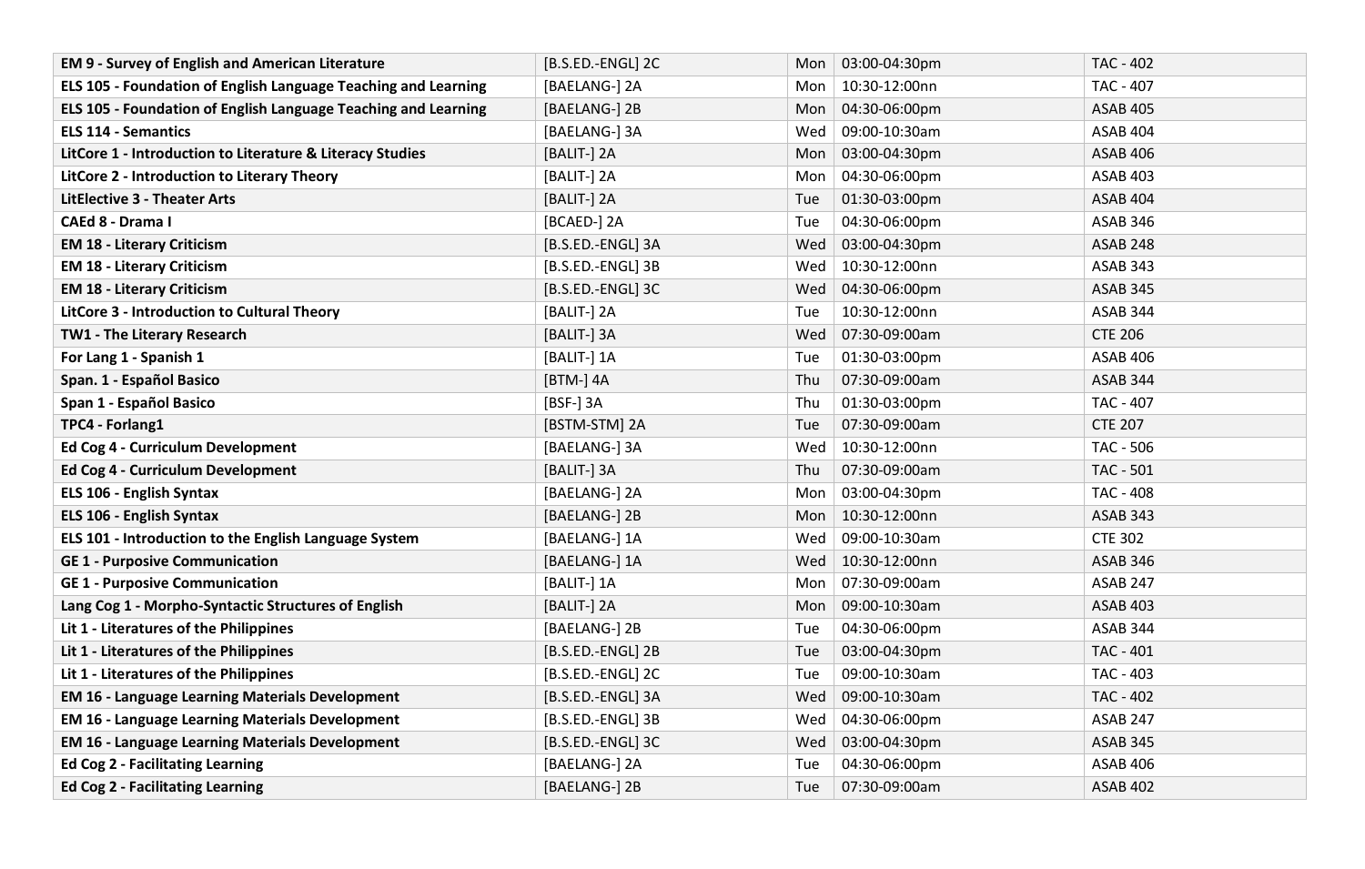| **EM 9 - Survey of English and American Literature** | [B.S.ED.-ENGL] 2C | Mon | 03:00-04:30pm | TAC - 402 |
| --- | --- | --- | --- | --- |
| **ELS 105 - Foundation of English Language Teaching and Learning** | [BAELANG-] 2A | Mon | 10:30-12:00nn | TAC - 407 |
| **ELS 105 - Foundation of English Language Teaching and Learning** | [BAELANG-] 2B | Mon | 04:30-06:00pm | ASAB 405 |
| **ELS 114 - Semantics** | [BAELANG-] 3A | Wed | 09:00-10:30am | ASAB 404 |
| **LitCore 1 - Introduction to Literature & Literacy Studies** | [BALIT-] 2A | Mon | 03:00-04:30pm | ASAB 406 |
| **LitCore 2 - Introduction to Literary Theory** | [BALIT-] 2A | Mon | 04:30-06:00pm | ASAB 403 |
| **LitElective 3 - Theater Arts** | [BALIT-] 2A | Tue | 01:30-03:00pm | ASAB 404 |
| **CAEd 8 - Drama I** | [BCAED-] 2A | Tue | 04:30-06:00pm | ASAB 346 |
| **EM 18 - Literary Criticism** | [B.S.ED.-ENGL] 3A | Wed | 03:00-04:30pm | ASAB 248 |
| **EM 18 - Literary Criticism** | [B.S.ED.-ENGL] 3B | Wed | 10:30-12:00nn | ASAB 343 |
| **EM 18 - Literary Criticism** | [B.S.ED.-ENGL] 3C | Wed | 04:30-06:00pm | ASAB 345 |
| **LitCore 3 - Introduction to Cultural Theory** | [BALIT-] 2A | Tue | 10:30-12:00nn | ASAB 344 |
| **TW1 - The Literary Research** | [BALIT-] 3A | Wed | 07:30-09:00am | CTE 206 |
| **For Lang 1 - Spanish 1** | [BALIT-] 1A | Tue | 01:30-03:00pm | ASAB 406 |
| **Span. 1 - Español Basico** | [BTM-] 4A | Thu | 07:30-09:00am | ASAB 344 |
| **Span 1 - Español Basico** | [BSF-] 3A | Thu | 01:30-03:00pm | TAC - 407 |
| **TPC4 - Forlang1** | [BSTM-STM] 2A | Tue | 07:30-09:00am | CTE 207 |
| **Ed Cog 4 - Curriculum Development** | [BAELANG-] 3A | Wed | 10:30-12:00nn | TAC - 506 |
| **Ed Cog 4 - Curriculum Development** | [BALIT-] 3A | Thu | 07:30-09:00am | TAC - 501 |
| **ELS 106 - English Syntax** | [BAELANG-] 2A | Mon | 03:00-04:30pm | TAC - 408 |
| **ELS 106 - English Syntax** | [BAELANG-] 2B | Mon | 10:30-12:00nn | ASAB 343 |
| **ELS 101 - Introduction to the English Language System** | [BAELANG-] 1A | Wed | 09:00-10:30am | CTE 302 |
| **GE 1 - Purposive Communication** | [BAELANG-] 1A | Wed | 10:30-12:00nn | ASAB 346 |
| **GE 1 - Purposive Communication** | [BALIT-] 1A | Mon | 07:30-09:00am | ASAB 247 |
| **Lang Cog 1 - Morpho-Syntactic Structures of English** | [BALIT-] 2A | Mon | 09:00-10:30am | ASAB 403 |
| **Lit 1 - Literatures of the Philippines** | [BAELANG-] 2B | Tue | 04:30-06:00pm | ASAB 344 |
| **Lit 1 - Literatures of the Philippines** | [B.S.ED.-ENGL] 2B | Tue | 03:00-04:30pm | TAC - 401 |
| **Lit 1 - Literatures of the Philippines** | [B.S.ED.-ENGL] 2C | Tue | 09:00-10:30am | TAC - 403 |
| **EM 16 - Language Learning Materials Development** | [B.S.ED.-ENGL] 3A | Wed | 09:00-10:30am | TAC - 402 |
| **EM 16 - Language Learning Materials Development** | [B.S.ED.-ENGL] 3B | Wed | 04:30-06:00pm | ASAB 247 |
| **EM 16 - Language Learning Materials Development** | [B.S.ED.-ENGL] 3C | Wed | 03:00-04:30pm | ASAB 345 |
| **Ed Cog 2 - Facilitating Learning** | [BAELANG-] 2A | Tue | 04:30-06:00pm | ASAB 406 |
| **Ed Cog 2 - Facilitating Learning** | [BAELANG-] 2B | Tue | 07:30-09:00am | ASAB 402 |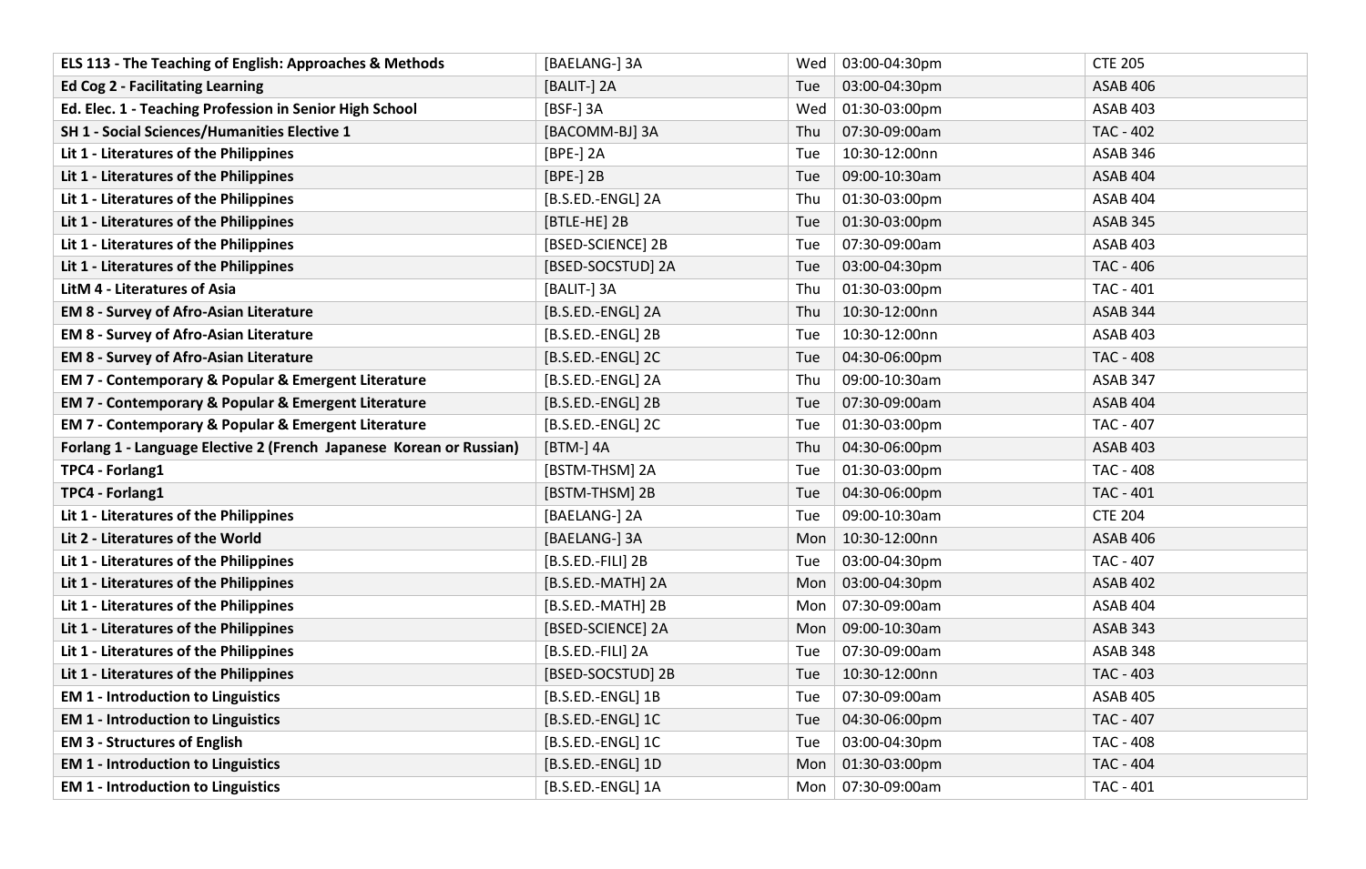| **ELS 113 - The Teaching of English: Approaches & Methods** | [BAELANG-] 3A | Wed | 03:00-04:30pm | CTE 205 |
|---|---|---|---|---|
| **Ed Cog 2 - Facilitating Learning** | [BALIT-] 2A | Tue | 03:00-04:30pm | ASAB 406 |
| **Ed. Elec. 1 - Teaching Profession in Senior High School** | [BSF-] 3A | Wed | 01:30-03:00pm | ASAB 403 |
| **SH 1 - Social Sciences/Humanities Elective 1** | [BACOMM-BJ] 3A | Thu | 07:30-09:00am | TAC - 402 |
| **Lit 1 - Literatures of the Philippines** | [BPE-] 2A | Tue | 10:30-12:00nn | ASAB 346 |
| **Lit 1 - Literatures of the Philippines** | [BPE-] 2B | Tue | 09:00-10:30am | ASAB 404 |
| **Lit 1 - Literatures of the Philippines** | [B.S.ED.-ENGL] 2A | Thu | 01:30-03:00pm | ASAB 404 |
| **Lit 1 - Literatures of the Philippines** | [BTLE-HE] 2B | Tue | 01:30-03:00pm | ASAB 345 |
| **Lit 1 - Literatures of the Philippines** | [BSED-SCIENCE] 2B | Tue | 07:30-09:00am | ASAB 403 |
| **Lit 1 - Literatures of the Philippines** | [BSED-SOCSTUD] 2A | Tue | 03:00-04:30pm | TAC - 406 |
| **LitM 4 - Literatures of Asia** | [BALIT-] 3A | Thu | 01:30-03:00pm | TAC - 401 |
| **EM 8 - Survey of Afro-Asian Literature** | [B.S.ED.-ENGL] 2A | Thu | 10:30-12:00nn | ASAB 344 |
| **EM 8 - Survey of Afro-Asian Literature** | [B.S.ED.-ENGL] 2B | Tue | 10:30-12:00nn | ASAB 403 |
| **EM 8 - Survey of Afro-Asian Literature** | [B.S.ED.-ENGL] 2C | Tue | 04:30-06:00pm | TAC - 408 |
| **EM 7 - Contemporary & Popular & Emergent Literature** | [B.S.ED.-ENGL] 2A | Thu | 09:00-10:30am | ASAB 347 |
| **EM 7 - Contemporary & Popular & Emergent Literature** | [B.S.ED.-ENGL] 2B | Tue | 07:30-09:00am | ASAB 404 |
| **EM 7 - Contemporary & Popular & Emergent Literature** | [B.S.ED.-ENGL] 2C | Tue | 01:30-03:00pm | TAC - 407 |
| **Forlang 1 - Language Elective 2 (French Japanese Korean or Russian)** | [BTM-] 4A | Thu | 04:30-06:00pm | ASAB 403 |
| **TPC4 - Forlang1** | [BSTM-THSM] 2A | Tue | 01:30-03:00pm | TAC - 408 |
| **TPC4 - Forlang1** | [BSTM-THSM] 2B | Tue | 04:30-06:00pm | TAC - 401 |
| **Lit 1 - Literatures of the Philippines** | [BAELANG-] 2A | Tue | 09:00-10:30am | CTE 204 |
| **Lit 2 - Literatures of the World** | [BAELANG-] 3A | Mon | 10:30-12:00nn | ASAB 406 |
| **Lit 1 - Literatures of the Philippines** | [B.S.ED.-FILI] 2B | Tue | 03:00-04:30pm | TAC - 407 |
| **Lit 1 - Literatures of the Philippines** | [B.S.ED.-MATH] 2A | Mon | 03:00-04:30pm | ASAB 402 |
| **Lit 1 - Literatures of the Philippines** | [B.S.ED.-MATH] 2B | Mon | 07:30-09:00am | ASAB 404 |
| **Lit 1 - Literatures of the Philippines** | [BSED-SCIENCE] 2A | Mon | 09:00-10:30am | ASAB 343 |
| **Lit 1 - Literatures of the Philippines** | [B.S.ED.-FILI] 2A | Tue | 07:30-09:00am | ASAB 348 |
| **Lit 1 - Literatures of the Philippines** | [BSED-SOCSTUD] 2B | Tue | 10:30-12:00nn | TAC - 403 |
| **EM 1 - Introduction to Linguistics** | [B.S.ED.-ENGL] 1B | Tue | 07:30-09:00am | ASAB 405 |
| **EM 1 - Introduction to Linguistics** | [B.S.ED.-ENGL] 1C | Tue | 04:30-06:00pm | TAC - 407 |
| **EM 3 - Structures of English** | [B.S.ED.-ENGL] 1C | Tue | 03:00-04:30pm | TAC - 408 |
| **EM 1 - Introduction to Linguistics** | [B.S.ED.-ENGL] 1D | Mon | 01:30-03:00pm | TAC - 404 |
| **EM 1 - Introduction to Linguistics** | [B.S.ED.-ENGL] 1A | Mon | 07:30-09:00am | TAC - 401 |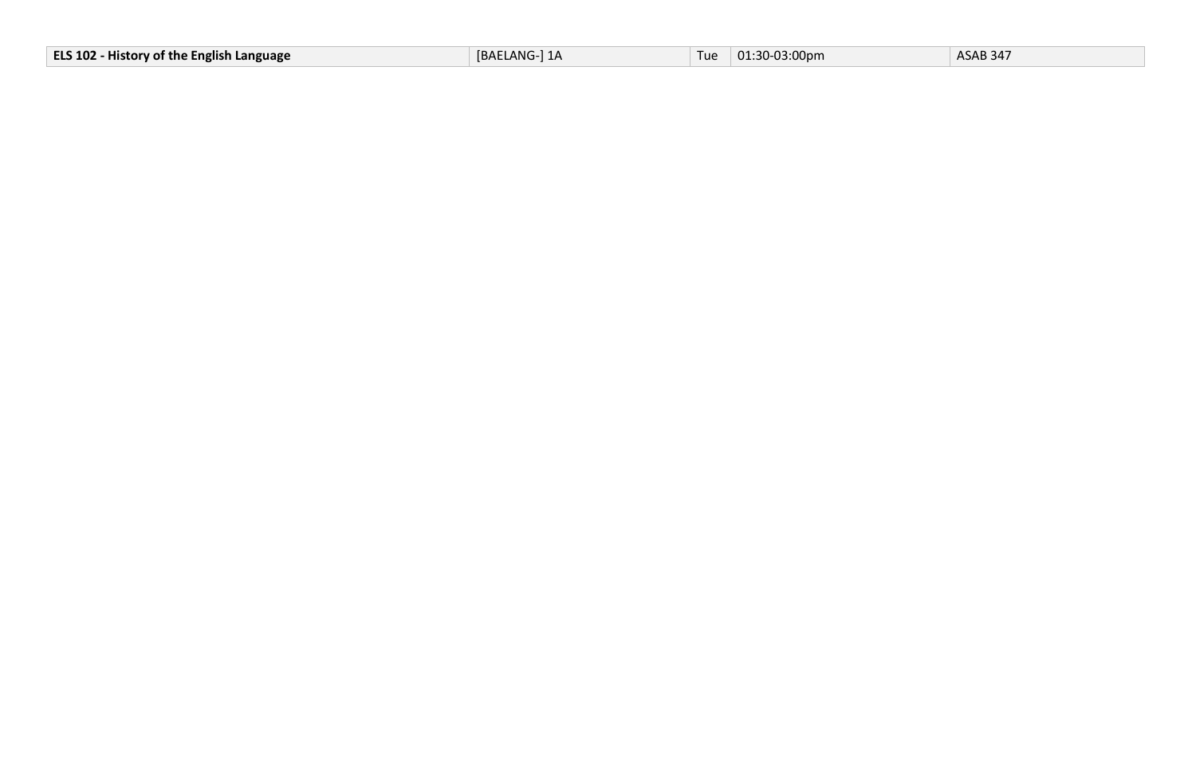| | | | | |
|---|---|---|---|---|
| **ELS 102 - History of the English Language** | [BAELANG-] 1A | Tue | 01:30-03:00pm | ASAB 347 |